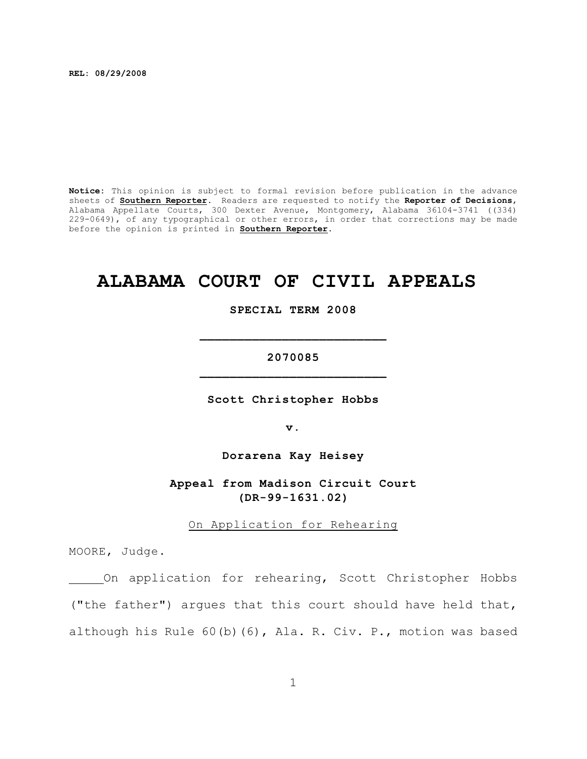**REL: 08/29/2008**

**Notice:** This opinion is subject to formal revision before publication in the advance sheets of **Southern Reporter**. Readers are requested to notify the **Reporter of Decisions**, Alabama Appellate Courts, 300 Dexter Avenue, Montgomery, Alabama 36104-3741 ((334) 229-0649), of any typographical or other errors, in order that corrections may be made before the opinion is printed in **Southern Reporter**.

# ALABAMA COURT OF CIVIL APPEALS

**SPECIAL TERM 2008**

_________________________

**2070085**

_________________________

**Scott Christopher Hobbs**

**v.**

**Dorarena Kay Heisey**

**Appeal from Madison Circuit Court**
**(DR-99-1631.02)**

On Application for Rehearing

MOORE, Judge.

On application for rehearing, Scott Christopher Hobbs ("the father") argues that this court should have held that, although his Rule 60(b)(6), Ala. R. Civ. P., motion was based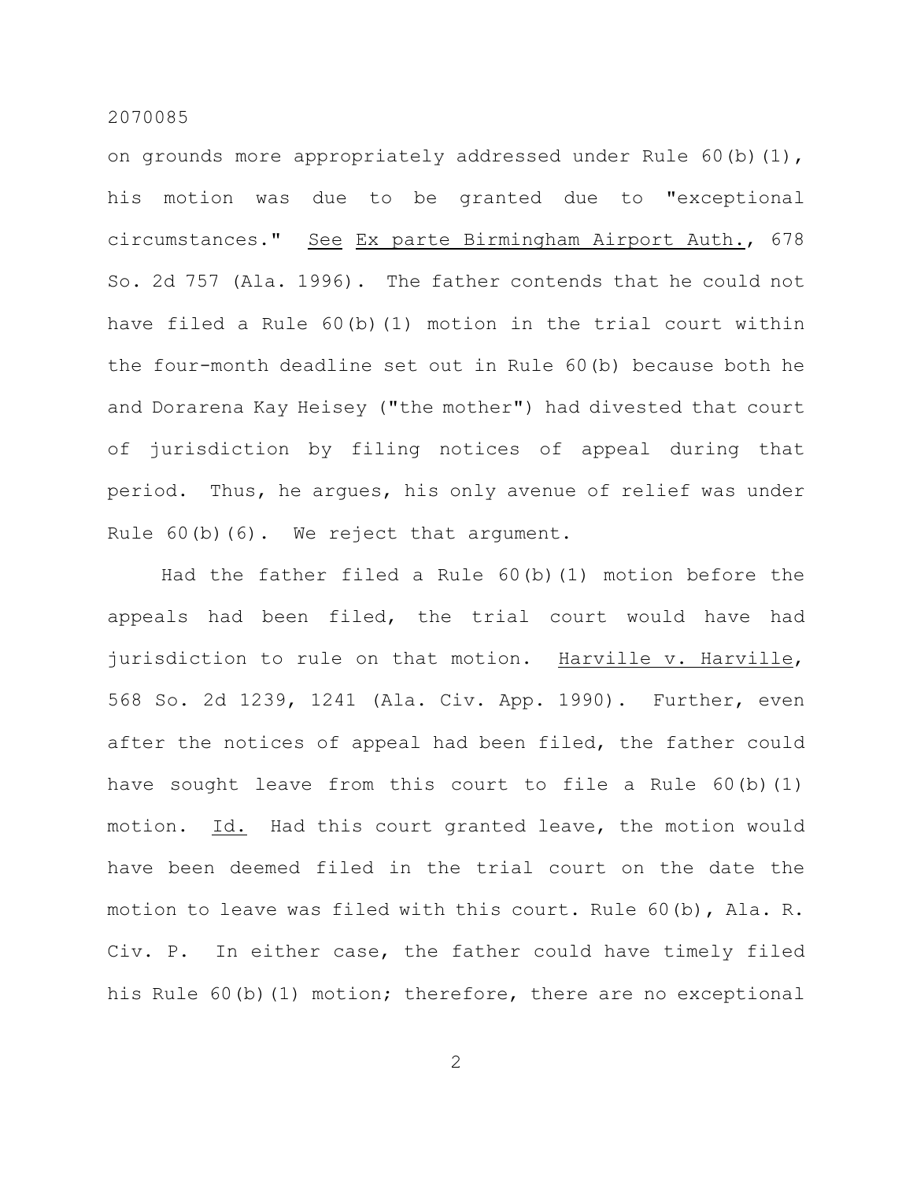on grounds more appropriately addressed under Rule 60(b)(1), his motion was due to be granted due to "exceptional circumstances." _See_ _Ex parte Birmingham Airport Auth._, 678 So. 2d 757 (Ala. 1996). The father contends that he could not have filed a Rule 60(b)(1) motion in the trial court within the four-month deadline set out in Rule 60(b) because both he and Dorarena Kay Heisey ("the mother") had divested that court of jurisdiction by filing notices of appeal during that period. Thus, he argues, his only avenue of relief was under Rule 60(b)(6). We reject that argument.

Had the father filed a Rule 60(b)(1) motion before the appeals had been filed, the trial court would have had jurisdiction to rule on that motion. _Harville v. Harville_, 568 So. 2d 1239, 1241 (Ala. Civ. App. 1990). Further, even after the notices of appeal had been filed, the father could have sought leave from this court to file a Rule 60(b)(1) motion. _Id._ Had this court granted leave, the motion would have been deemed filed in the trial court on the date the motion to leave was filed with this court. Rule 60(b), Ala. R. Civ. P. In either case, the father could have timely filed his Rule 60(b)(1) motion; therefore, there are no exceptional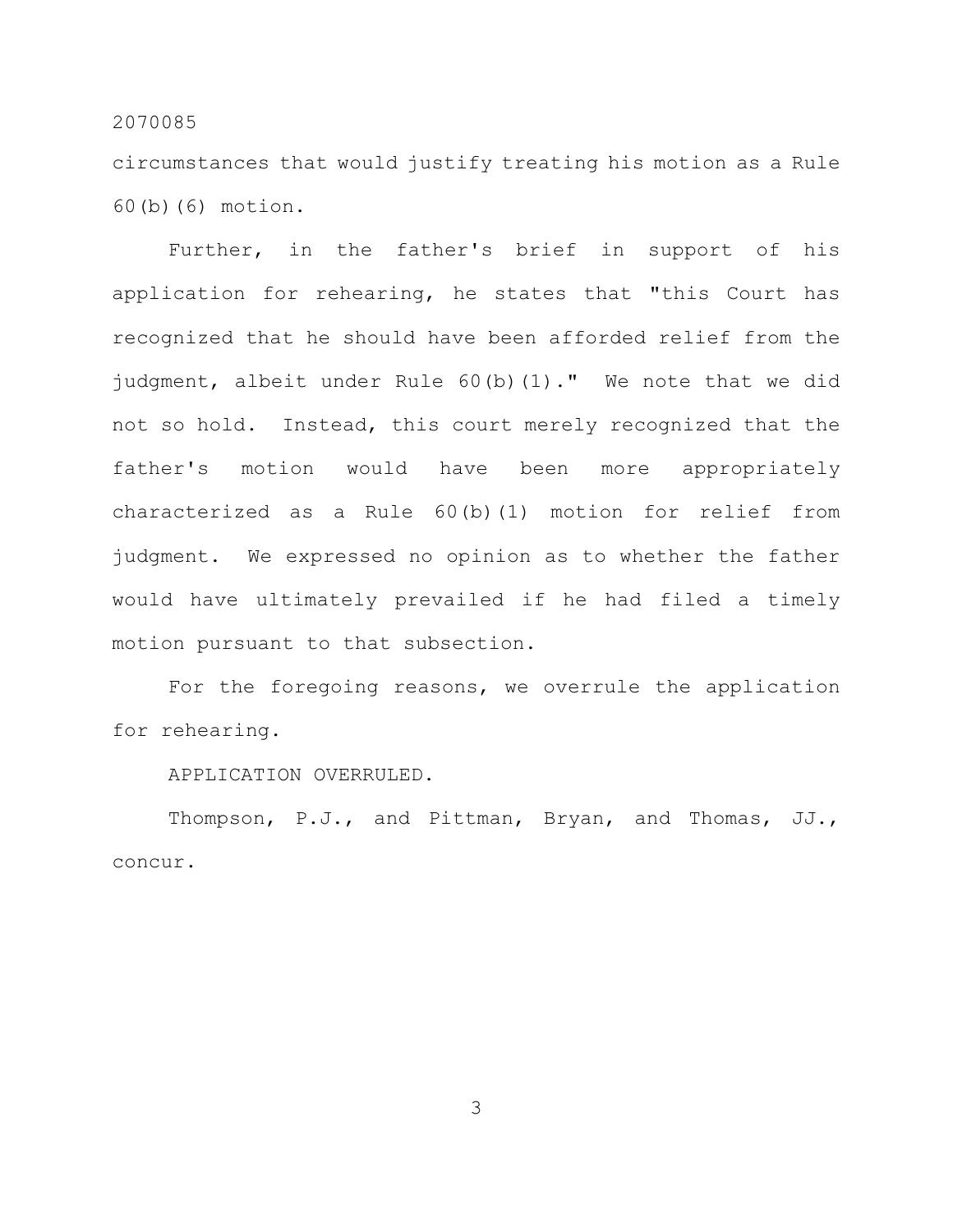circumstances that would justify treating his motion as a Rule 60(b)(6) motion.

Further, in the father's brief in support of his application for rehearing, he states that "this Court has recognized that he should have been afforded relief from the judgment, albeit under Rule 60(b)(1)." We note that we did not so hold. Instead, this court merely recognized that the father's motion would have been more appropriately characterized as a Rule 60(b)(1) motion for relief from judgment. We expressed no opinion as to whether the father would have ultimately prevailed if he had filed a timely motion pursuant to that subsection.

For the foregoing reasons, we overrule the application for rehearing.

APPLICATION OVERRULED.

Thompson, P.J., and Pittman, Bryan, and Thomas, JJ., concur.